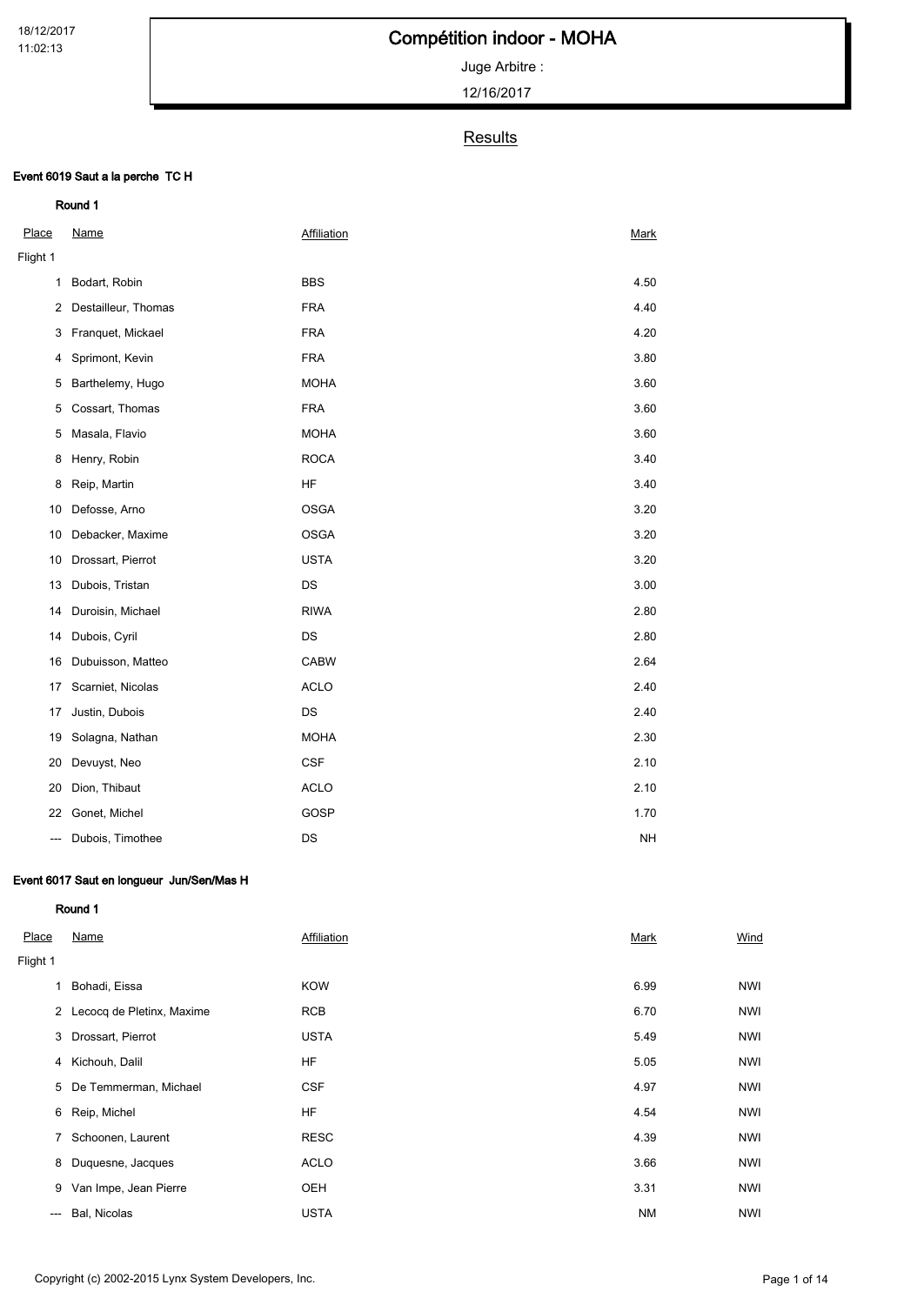18/12/2017
11:02:13

# Compétition indoor - MOHA

Juge Arbitre :

12/16/2017

## Results

### Event 6019 Saut a la perche TC H

**Round 1**

| Place | Name | Affiliation | Mark |
|---|---|---|---|
| Flight 1 | | | |
| 1 | Bodart, Robin | BBS | 4.50 |
| 2 | Destailleur, Thomas | FRA | 4.40 |
| 3 | Franquet, Mickael | FRA | 4.20 |
| 4 | Sprimont, Kevin | FRA | 3.80 |
| 5 | Barthelemy, Hugo | MOHA | 3.60 |
| 5 | Cossart, Thomas | FRA | 3.60 |
| 5 | Masala, Flavio | MOHA | 3.60 |
| 8 | Henry, Robin | ROCA | 3.40 |
| 8 | Reip, Martin | HF | 3.40 |
| 10 | Defosse, Arno | OSGA | 3.20 |
| 10 | Debacker, Maxime | OSGA | 3.20 |
| 10 | Drossart, Pierrot | USTA | 3.20 |
| 13 | Dubois, Tristan | DS | 3.00 |
| 14 | Duroisin, Michael | RIWA | 2.80 |
| 14 | Dubois, Cyril | DS | 2.80 |
| 16 | Dubuisson, Matteo | CABW | 2.64 |
| 17 | Scarniet, Nicolas | ACLO | 2.40 |
| 17 | Justin, Dubois | DS | 2.40 |
| 19 | Solagna, Nathan | MOHA | 2.30 |
| 20 | Devuyst, Neo | CSF | 2.10 |
| 20 | Dion, Thibaut | ACLO | 2.10 |
| 22 | Gonet, Michel | GOSP | 1.70 |
| --- | Dubois, Timothee | DS | NH |

### Event 6017 Saut en longueur Jun/Sen/Mas H

**Round 1**

| Place | Name | Affiliation | Mark | Wind |
|---|---|---|---|---|
| Flight 1 | | | | |
| 1 | Bohadi, Eissa | KOW | 6.99 | NWI |
| 2 | Lecocq de Pletinx, Maxime | RCB | 6.70 | NWI |
| 3 | Drossart, Pierrot | USTA | 5.49 | NWI |
| 4 | Kichouh, Dalil | HF | 5.05 | NWI |
| 5 | De Temmerman, Michael | CSF | 4.97 | NWI |
| 6 | Reip, Michel | HF | 4.54 | NWI |
| 7 | Schoonen, Laurent | RESC | 4.39 | NWI |
| 8 | Duquesne, Jacques | ACLO | 3.66 | NWI |
| 9 | Van Impe, Jean Pierre | OEH | 3.31 | NWI |
| --- | Bal, Nicolas | USTA | NM | NWI |

Copyright (c) 2002-2015 Lynx System Developers, Inc.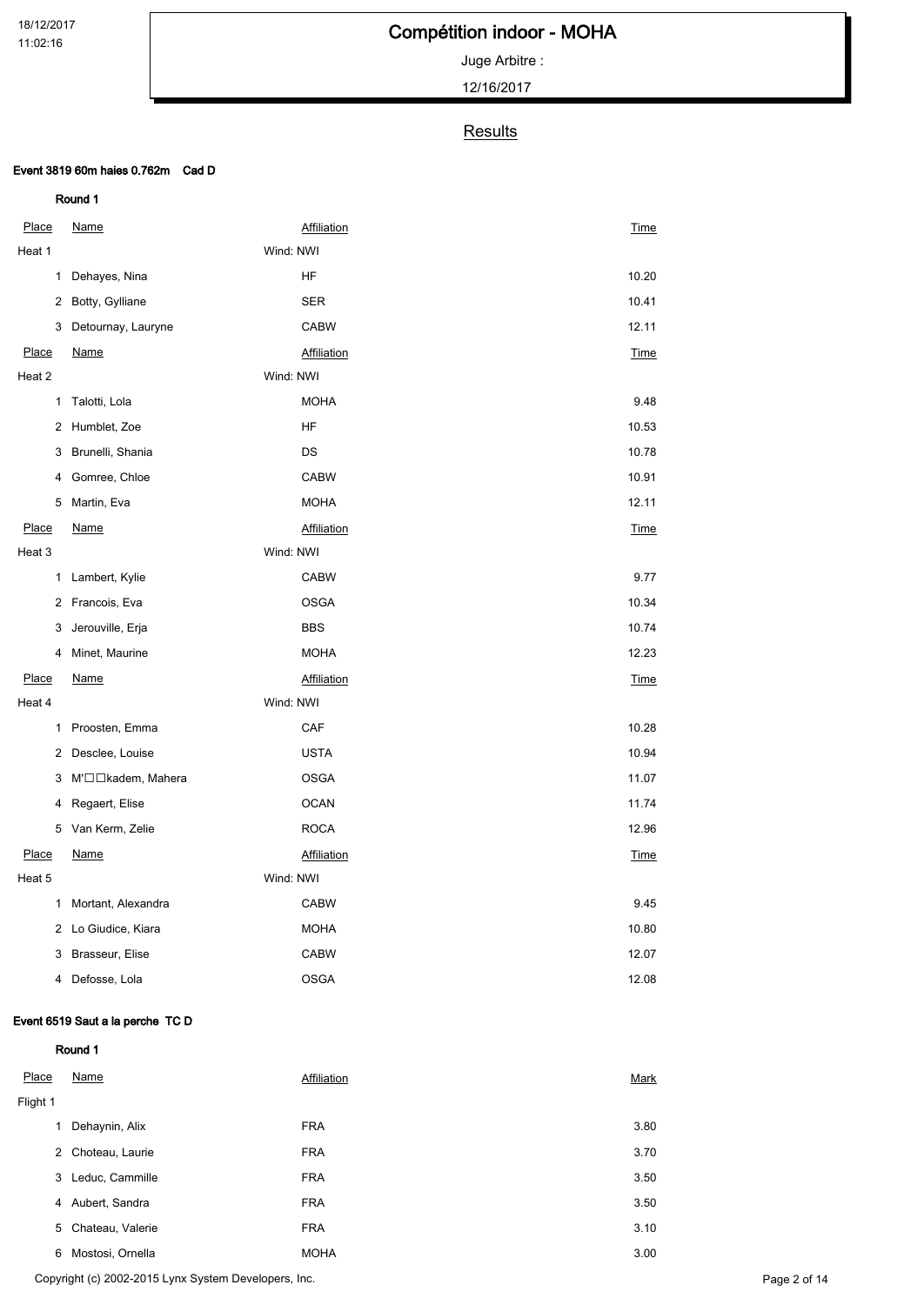18/12/2017
11:02:16

# Compétition indoor - MOHA

Juge Arbitre :

12/16/2017

## Results

### Event 3819 60m haies 0.762m Cad D

#### Round 1

**Heat 1** — Wind: NWI

| Place | Name | Affiliation | Time |
|---|---|---|---|
| 1 | Dehayes, Nina | HF | 10.20 |
| 2 | Botty, Gylliane | SER | 10.41 |
| 3 | Detournay, Lauryne | CABW | 12.11 |

**Heat 2** — Wind: NWI

| Place | Name | Affiliation | Time |
|---|---|---|---|
| 1 | Talotti, Lola | MOHA | 9.48 |
| 2 | Humblet, Zoe | HF | 10.53 |
| 3 | Brunelli, Shania | DS | 10.78 |
| 4 | Gomree, Chloe | CABW | 10.91 |
| 5 | Martin, Eva | MOHA | 12.11 |

**Heat 3** — Wind: NWI

| Place | Name | Affiliation | Time |
|---|---|---|---|
| 1 | Lambert, Kylie | CABW | 9.77 |
| 2 | Francois, Eva | OSGA | 10.34 |
| 3 | Jerouville, Erja | BBS | 10.74 |
| 4 | Minet, Maurine | MOHA | 12.23 |

**Heat 4** — Wind: NWI

| Place | Name | Affiliation | Time |
|---|---|---|---|
| 1 | Proosten, Emma | CAF | 10.28 |
| 2 | Desclee, Louise | USTA | 10.94 |
| 3 | M'□□kadem, Mahera | OSGA | 11.07 |
| 4 | Regaert, Elise | OCAN | 11.74 |
| 5 | Van Kerm, Zelie | ROCA | 12.96 |

**Heat 5** — Wind: NWI

| Place | Name | Affiliation | Time |
|---|---|---|---|
| 1 | Mortant, Alexandra | CABW | 9.45 |
| 2 | Lo Giudice, Kiara | MOHA | 10.80 |
| 3 | Brasseur, Elise | CABW | 12.07 |
| 4 | Defosse, Lola | OSGA | 12.08 |

### Event 6519 Saut a la perche TC D

#### Round 1

**Flight 1**

| Place | Name | Affiliation | Mark |
|---|---|---|---|
| 1 | Dehaynin, Alix | FRA | 3.80 |
| 2 | Choteau, Laurie | FRA | 3.70 |
| 3 | Leduc, Cammille | FRA | 3.50 |
| 4 | Aubert, Sandra | FRA | 3.50 |
| 5 | Chateau, Valerie | FRA | 3.10 |
| 6 | Mostosi, Ornella | MOHA | 3.00 |

Copyright (c) 2002-2015 Lynx System Developers, Inc.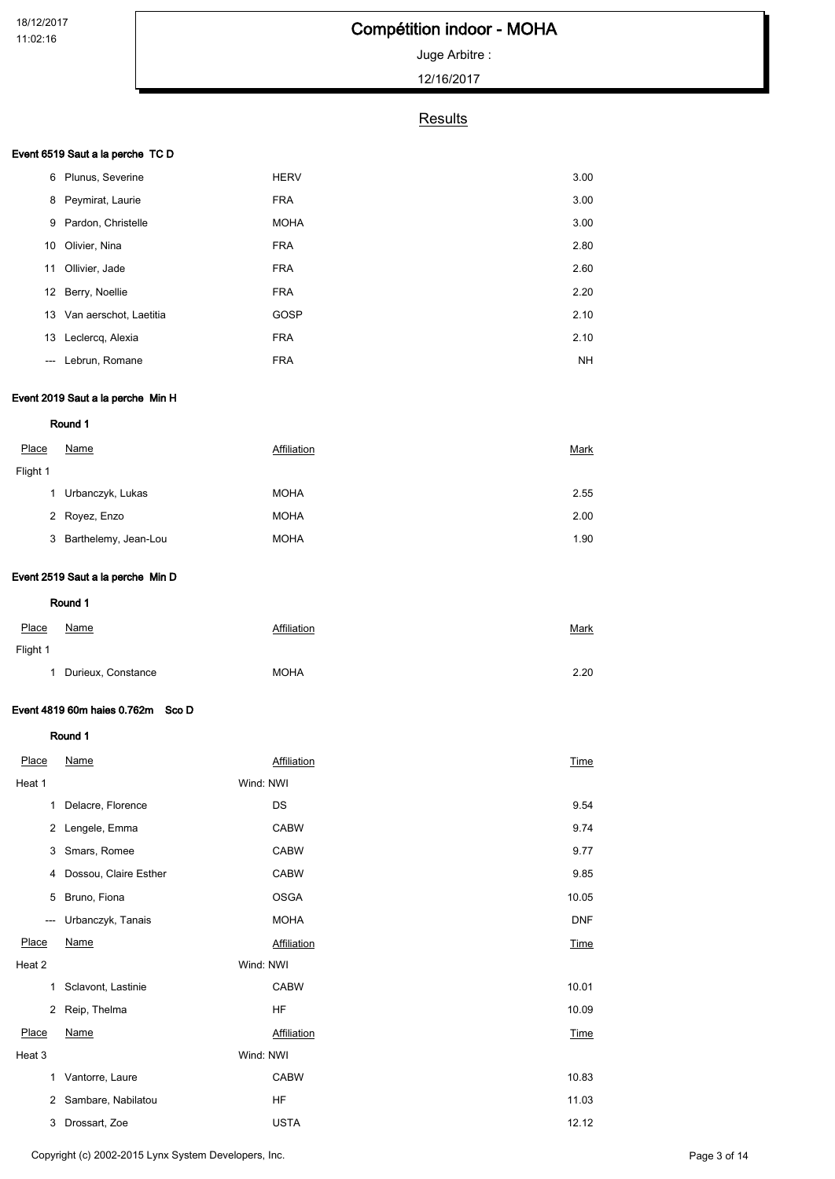# Compétition indoor - MOHA

Juge Arbitre :

12/16/2017

## Results

### Event 6519 Saut a la perche TC D

| Place | Name | Affiliation | Mark |
|---|---|---|---|
| 6 | Plunus, Severine | HERV | 3.00 |
| 8 | Peymirat, Laurie | FRA | 3.00 |
| 9 | Pardon, Christelle | MOHA | 3.00 |
| 10 | Olivier, Nina | FRA | 2.80 |
| 11 | Ollivier, Jade | FRA | 2.60 |
| 12 | Berry, Noellie | FRA | 2.20 |
| 13 | Van aerschot, Laetitia | GOSP | 2.10 |
| 13 | Leclercq, Alexia | FRA | 2.10 |
| --- | Lebrun, Romane | FRA | NH |

### Event 2019 Saut a la perche Min H

**Round 1**

Flight 1

| Place | Name | Affiliation | Mark |
|---|---|---|---|
| 1 | Urbanczyk, Lukas | MOHA | 2.55 |
| 2 | Royez, Enzo | MOHA | 2.00 |
| 3 | Barthelemy, Jean-Lou | MOHA | 1.90 |

### Event 2519 Saut a la perche Min D

**Round 1**

Flight 1

| Place | Name | Affiliation | Mark |
|---|---|---|---|
| 1 | Durieux, Constance | MOHA | 2.20 |

### Event 4819 60m haies 0.762m Sco D

**Round 1**

Heat 1 — Wind: NWI

| Place | Name | Affiliation | Time |
|---|---|---|---|
| 1 | Delacre, Florence | DS | 9.54 |
| 2 | Lengele, Emma | CABW | 9.74 |
| 3 | Smars, Romee | CABW | 9.77 |
| 4 | Dossou, Claire Esther | CABW | 9.85 |
| 5 | Bruno, Fiona | OSGA | 10.05 |
| --- | Urbanczyk, Tanais | MOHA | DNF |

Heat 2 — Wind: NWI

| Place | Name | Affiliation | Time |
|---|---|---|---|
| 1 | Sclavont, Lastinie | CABW | 10.01 |
| 2 | Reip, Thelma | HF | 10.09 |

Heat 3 — Wind: NWI

| Place | Name | Affiliation | Time |
|---|---|---|---|
| 1 | Vantorre, Laure | CABW | 10.83 |
| 2 | Sambare, Nabilatou | HF | 11.03 |
| 3 | Drossart, Zoe | USTA | 12.12 |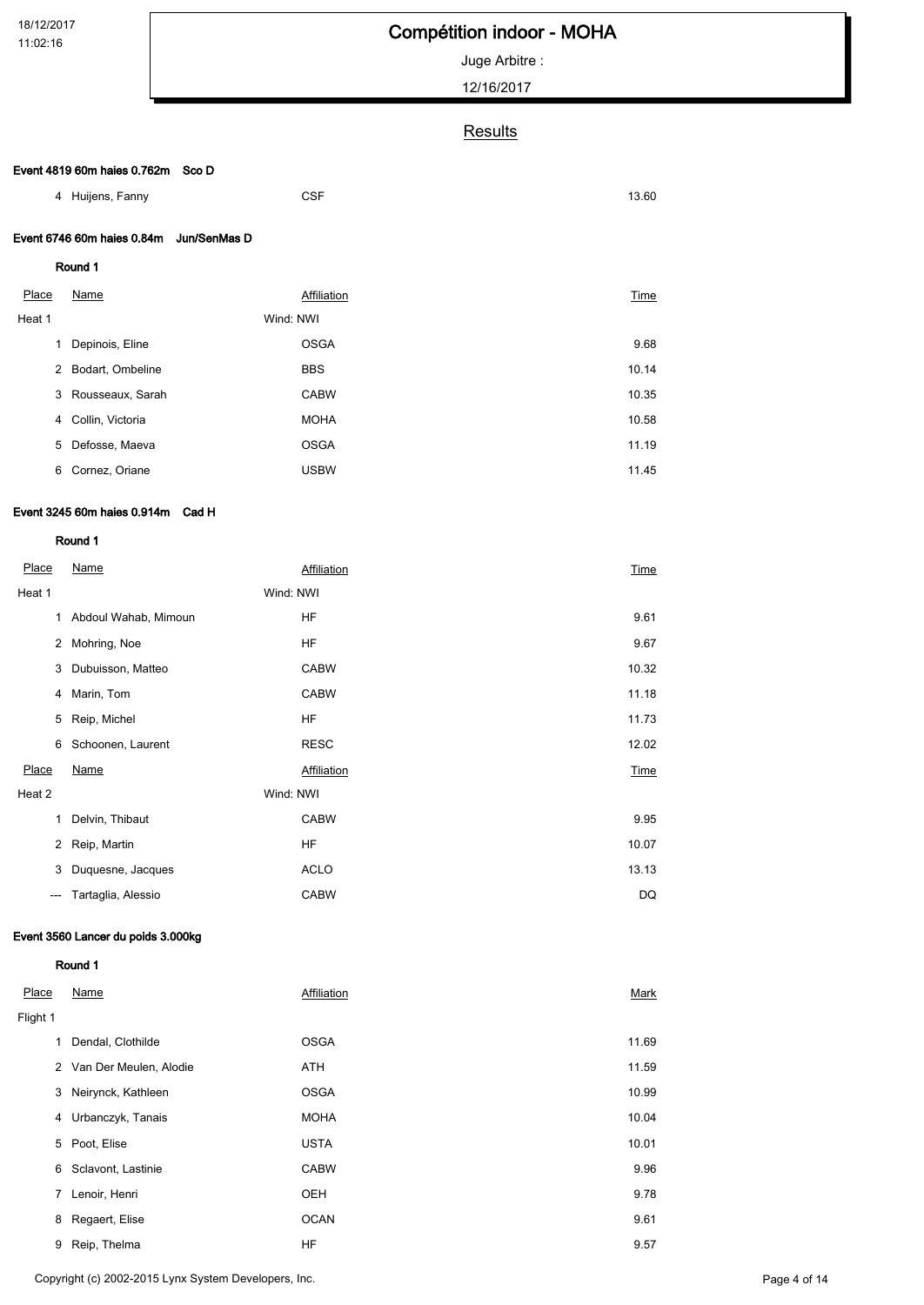# Compétition indoor - MOHA

Juge Arbitre :

12/16/2017

## Results

### Event 4819 60m haies 0.762m Sco D

| Place | Name | Affiliation | Time |
|---|---|---|---|
| 4 | Huijens, Fanny | CSF | 13.60 |

### Event 6746 60m haies 0.84m Jun/SenMas D

#### Round 1

| Place | Name | Affiliation | Time |
|---|---|---|---|
| Heat 1 | | Wind: NWI | |
| 1 | Depinois, Eline | OSGA | 9.68 |
| 2 | Bodart, Ombeline | BBS | 10.14 |
| 3 | Rousseaux, Sarah | CABW | 10.35 |
| 4 | Collin, Victoria | MOHA | 10.58 |
| 5 | Defosse, Maeva | OSGA | 11.19 |
| 6 | Cornez, Oriane | USBW | 11.45 |

### Event 3245 60m haies 0.914m Cad H

#### Round 1

| Place | Name | Affiliation | Time |
|---|---|---|---|
| Heat 1 | | Wind: NWI | |
| 1 | Abdoul Wahab, Mimoun | HF | 9.61 |
| 2 | Mohring, Noe | HF | 9.67 |
| 3 | Dubuisson, Matteo | CABW | 10.32 |
| 4 | Marin, Tom | CABW | 11.18 |
| 5 | Reip, Michel | HF | 11.73 |
| 6 | Schoonen, Laurent | RESC | 12.02 |

| Place | Name | Affiliation | Time |
|---|---|---|---|
| Heat 2 | | Wind: NWI | |
| 1 | Delvin, Thibaut | CABW | 9.95 |
| 2 | Reip, Martin | HF | 10.07 |
| 3 | Duquesne, Jacques | ACLO | 13.13 |
| --- | Tartaglia, Alessio | CABW | DQ |

### Event 3560 Lancer du poids 3.000kg

#### Round 1

| Place | Name | Affiliation | Mark |
|---|---|---|---|
| Flight 1 | | | |
| 1 | Dendal, Clothilde | OSGA | 11.69 |
| 2 | Van Der Meulen, Alodie | ATH | 11.59 |
| 3 | Neirynck, Kathleen | OSGA | 10.99 |
| 4 | Urbanczyk, Tanais | MOHA | 10.04 |
| 5 | Poot, Elise | USTA | 10.01 |
| 6 | Sclavont, Lastinie | CABW | 9.96 |
| 7 | Lenoir, Henri | OEH | 9.78 |
| 8 | Regaert, Elise | OCAN | 9.61 |
| 9 | Reip, Thelma | HF | 9.57 |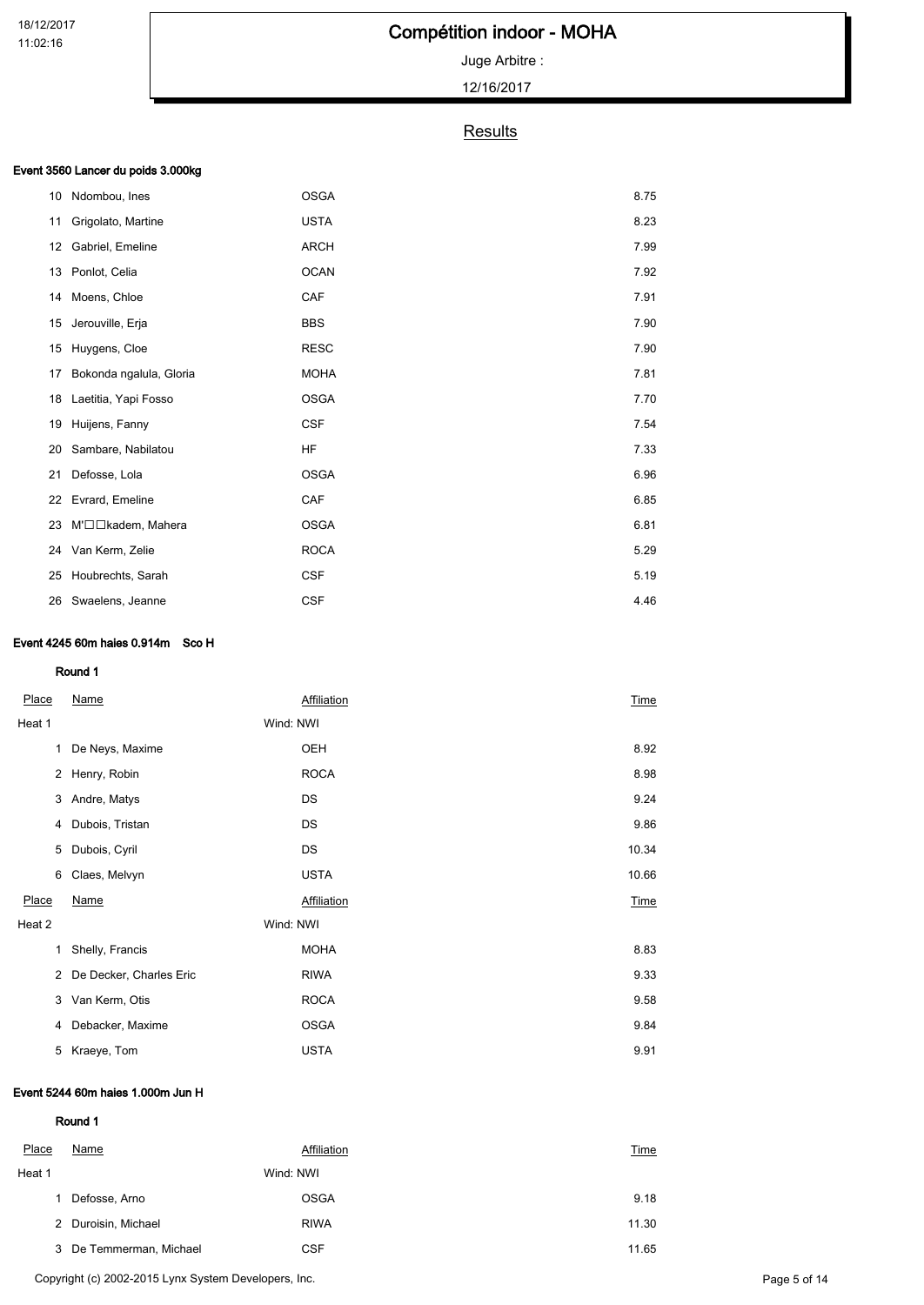# Compétition indoor - MOHA

Juge Arbitre :

12/16/2017

## Results

### Event 3560 Lancer du poids 3.000kg

| Place | Name | Affiliation | Mark |
|---|---|---|---|
| 10 | Ndombou, Ines | OSGA | 8.75 |
| 11 | Grigolato, Martine | USTA | 8.23 |
| 12 | Gabriel, Emeline | ARCH | 7.99 |
| 13 | Ponlot, Celia | OCAN | 7.92 |
| 14 | Moens, Chloe | CAF | 7.91 |
| 15 | Jerouville, Erja | BBS | 7.90 |
| 15 | Huygens, Cloe | RESC | 7.90 |
| 17 | Bokonda ngalula, Gloria | MOHA | 7.81 |
| 18 | Laetitia, Yapi Fosso | OSGA | 7.70 |
| 19 | Huijens, Fanny | CSF | 7.54 |
| 20 | Sambare, Nabilatou | HF | 7.33 |
| 21 | Defosse, Lola | OSGA | 6.96 |
| 22 | Evrard, Emeline | CAF | 6.85 |
| 23 | M'□□kadem, Mahera | OSGA | 6.81 |
| 24 | Van Kerm, Zelie | ROCA | 5.29 |
| 25 | Houbrechts, Sarah | CSF | 5.19 |
| 26 | Swaelens, Jeanne | CSF | 4.46 |

### Event 4245 60m haies 0.914m Sco H

#### Round 1

**Heat 1** — Wind: NWI

| Place | Name | Affiliation | Time |
|---|---|---|---|
| 1 | De Neys, Maxime | OEH | 8.92 |
| 2 | Henry, Robin | ROCA | 8.98 |
| 3 | Andre, Matys | DS | 9.24 |
| 4 | Dubois, Tristan | DS | 9.86 |
| 5 | Dubois, Cyril | DS | 10.34 |
| 6 | Claes, Melvyn | USTA | 10.66 |

**Heat 2** — Wind: NWI

| Place | Name | Affiliation | Time |
|---|---|---|---|
| 1 | Shelly, Francis | MOHA | 8.83 |
| 2 | De Decker, Charles Eric | RIWA | 9.33 |
| 3 | Van Kerm, Otis | ROCA | 9.58 |
| 4 | Debacker, Maxime | OSGA | 9.84 |
| 5 | Kraeye, Tom | USTA | 9.91 |

### Event 5244 60m haies 1.000m Jun H

#### Round 1

**Heat 1** — Wind: NWI

| Place | Name | Affiliation | Time |
|---|---|---|---|
| 1 | Defosse, Arno | OSGA | 9.18 |
| 2 | Duroisin, Michael | RIWA | 11.30 |
| 3 | De Temmerman, Michael | CSF | 11.65 |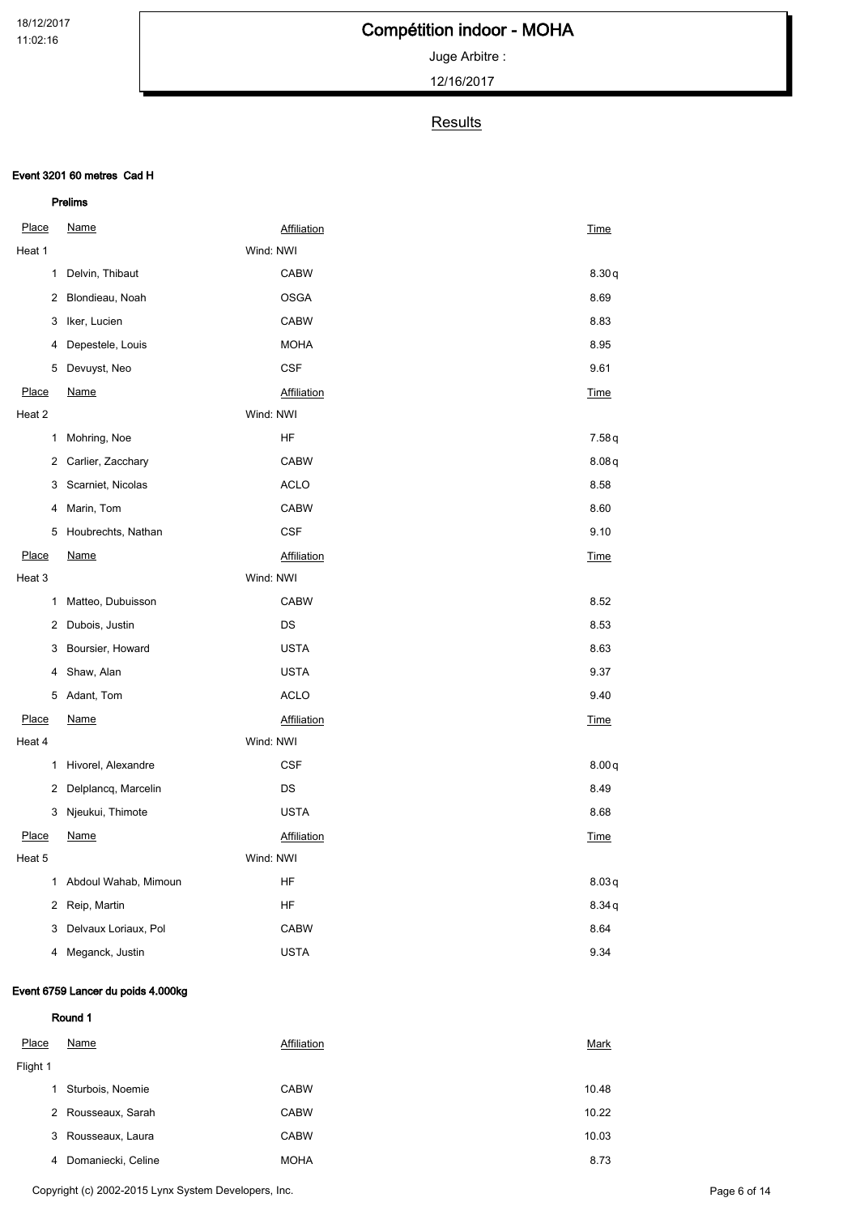# Compétition indoor - MOHA

Juge Arbitre :

12/16/2017

## Results

### Event 3201 60 metres Cad H

#### Prelims

| Place | Name | Affiliation | Time |
|---|---|---|---|
| Heat 1 | | Wind: NWI | |
| 1 | Delvin, Thibaut | CABW | 8.30q |
| 2 | Blondieau, Noah | OSGA | 8.69 |
| 3 | Iker, Lucien | CABW | 8.83 |
| 4 | Depestele, Louis | MOHA | 8.95 |
| 5 | Devuyst, Neo | CSF | 9.61 |

| Place | Name | Affiliation | Time |
|---|---|---|---|
| Heat 2 | | Wind: NWI | |
| 1 | Mohring, Noe | HF | 7.58q |
| 2 | Carlier, Zacchary | CABW | 8.08q |
| 3 | Scarniet, Nicolas | ACLO | 8.58 |
| 4 | Marin, Tom | CABW | 8.60 |
| 5 | Houbrechts, Nathan | CSF | 9.10 |

| Place | Name | Affiliation | Time |
|---|---|---|---|
| Heat 3 | | Wind: NWI | |
| 1 | Matteo, Dubuisson | CABW | 8.52 |
| 2 | Dubois, Justin | DS | 8.53 |
| 3 | Boursier, Howard | USTA | 8.63 |
| 4 | Shaw, Alan | USTA | 9.37 |
| 5 | Adant, Tom | ACLO | 9.40 |

| Place | Name | Affiliation | Time |
|---|---|---|---|
| Heat 4 | | Wind: NWI | |
| 1 | Hivorel, Alexandre | CSF | 8.00q |
| 2 | Delplancq, Marcelin | DS | 8.49 |
| 3 | Njeukui, Thimote | USTA | 8.68 |

| Place | Name | Affiliation | Time |
|---|---|---|---|
| Heat 5 | | Wind: NWI | |
| 1 | Abdoul Wahab, Mimoun | HF | 8.03q |
| 2 | Reip, Martin | HF | 8.34q |
| 3 | Delvaux Loriaux, Pol | CABW | 8.64 |
| 4 | Meganck, Justin | USTA | 9.34 |

### Event 6759 Lancer du poids 4.000kg

#### Round 1

| Place | Name | Affiliation | Mark |
|---|---|---|---|
| Flight 1 | | | |
| 1 | Sturbois, Noemie | CABW | 10.48 |
| 2 | Rousseaux, Sarah | CABW | 10.22 |
| 3 | Rousseaux, Laura | CABW | 10.03 |
| 4 | Domaniecki, Celine | MOHA | 8.73 |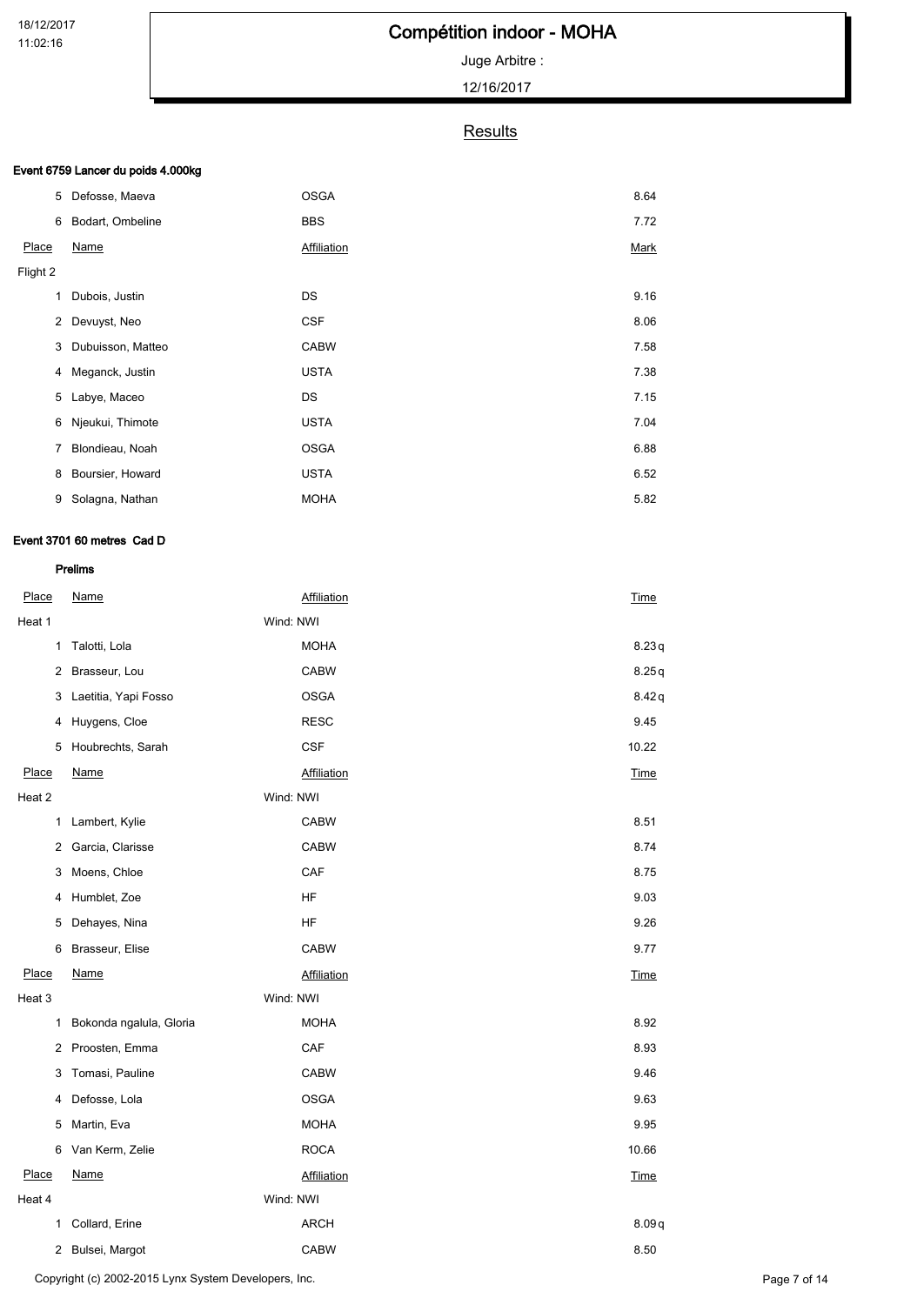## Results

### Event 6759 Lancer du poids 4.000kg

| Place | Name | Affiliation | Mark |
|---|---|---|---|
| 5 | Defosse, Maeva | OSGA | 8.64 |
| 6 | Bodart, Ombeline | BBS | 7.72 |

| Place | Name | Affiliation | Mark |
|---|---|---|---|
| Flight 2 | | | |
| 1 | Dubois, Justin | DS | 9.16 |
| 2 | Devuyst, Neo | CSF | 8.06 |
| 3 | Dubuisson, Matteo | CABW | 7.58 |
| 4 | Meganck, Justin | USTA | 7.38 |
| 5 | Labye, Maceo | DS | 7.15 |
| 6 | Njeukui, Thimote | USTA | 7.04 |
| 7 | Blondieau, Noah | OSGA | 6.88 |
| 8 | Boursier, Howard | USTA | 6.52 |
| 9 | Solagna, Nathan | MOHA | 5.82 |

### Event 3701 60 metres Cad D

#### Prelims

| Place | Name | Affiliation | Time |
|---|---|---|---|
| Heat 1 | | Wind: NWI | |
| 1 | Talotti, Lola | MOHA | 8.23q |
| 2 | Brasseur, Lou | CABW | 8.25q |
| 3 | Laetitia, Yapi Fosso | OSGA | 8.42q |
| 4 | Huygens, Cloe | RESC | 9.45 |
| 5 | Houbrechts, Sarah | CSF | 10.22 |

| Place | Name | Affiliation | Time |
|---|---|---|---|
| Heat 2 | | Wind: NWI | |
| 1 | Lambert, Kylie | CABW | 8.51 |
| 2 | Garcia, Clarisse | CABW | 8.74 |
| 3 | Moens, Chloe | CAF | 8.75 |
| 4 | Humblet, Zoe | HF | 9.03 |
| 5 | Dehayes, Nina | HF | 9.26 |
| 6 | Brasseur, Elise | CABW | 9.77 |

| Place | Name | Affiliation | Time |
|---|---|---|---|
| Heat 3 | | Wind: NWI | |
| 1 | Bokonda ngalula, Gloria | MOHA | 8.92 |
| 2 | Proosten, Emma | CAF | 8.93 |
| 3 | Tomasi, Pauline | CABW | 9.46 |
| 4 | Defosse, Lola | OSGA | 9.63 |
| 5 | Martin, Eva | MOHA | 9.95 |
| 6 | Van Kerm, Zelie | ROCA | 10.66 |

| Place | Name | Affiliation | Time |
|---|---|---|---|
| Heat 4 | | Wind: NWI | |
| 1 | Collard, Erine | ARCH | 8.09q |
| 2 | Bulsei, Margot | CABW | 8.50 |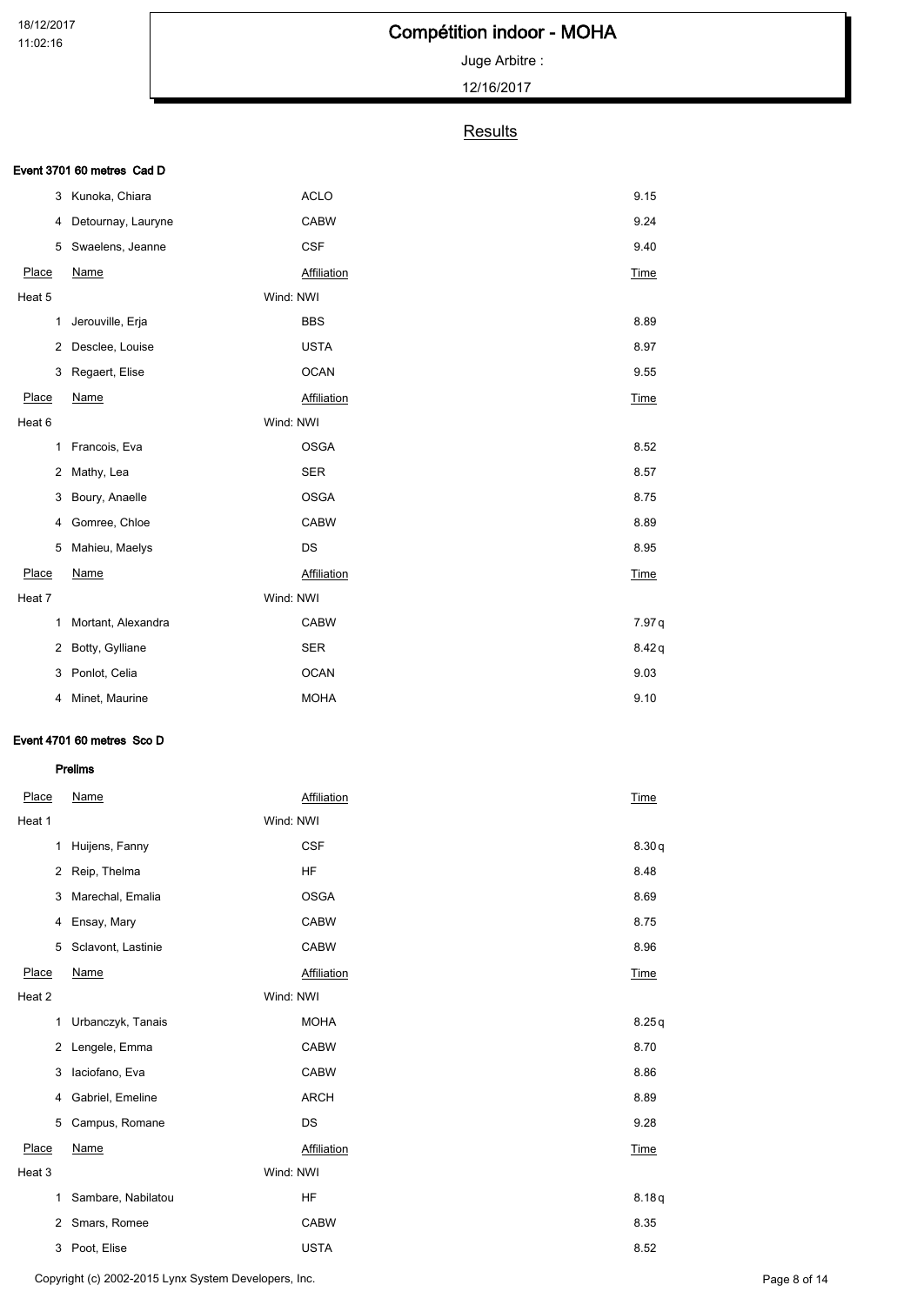# Compétition indoor - MOHA

Juge Arbitre :

12/16/2017

## Results

### Event 3701 60 metres Cad D

| Place | Name | Affiliation | Time |
|---|---|---|---|
| 3 | Kunoka, Chiara | ACLO | 9.15 |
| 4 | Detournay, Lauryne | CABW | 9.24 |
| 5 | Swaelens, Jeanne | CSF | 9.40 |

**Heat 5** — Wind: NWI

| Place | Name | Affiliation | Time |
|---|---|---|---|
| 1 | Jerouville, Erja | BBS | 8.89 |
| 2 | Desclee, Louise | USTA | 8.97 |
| 3 | Regaert, Elise | OCAN | 9.55 |

**Heat 6** — Wind: NWI

| Place | Name | Affiliation | Time |
|---|---|---|---|
| 1 | Francois, Eva | OSGA | 8.52 |
| 2 | Mathy, Lea | SER | 8.57 |
| 3 | Boury, Anaelle | OSGA | 8.75 |
| 4 | Gomree, Chloe | CABW | 8.89 |
| 5 | Mahieu, Maelys | DS | 8.95 |

**Heat 7** — Wind: NWI

| Place | Name | Affiliation | Time |
|---|---|---|---|
| 1 | Mortant, Alexandra | CABW | 7.97 q |
| 2 | Botty, Gylliane | SER | 8.42 q |
| 3 | Ponlot, Celia | OCAN | 9.03 |
| 4 | Minet, Maurine | MOHA | 9.10 |

### Event 4701 60 metres Sco D

#### Prelims

**Heat 1** — Wind: NWI

| Place | Name | Affiliation | Time |
|---|---|---|---|
| 1 | Huijens, Fanny | CSF | 8.30 q |
| 2 | Reip, Thelma | HF | 8.48 |
| 3 | Marechal, Emalia | OSGA | 8.69 |
| 4 | Ensay, Mary | CABW | 8.75 |
| 5 | Sclavont, Lastinie | CABW | 8.96 |

**Heat 2** — Wind: NWI

| Place | Name | Affiliation | Time |
|---|---|---|---|
| 1 | Urbanczyk, Tanais | MOHA | 8.25 q |
| 2 | Lengele, Emma | CABW | 8.70 |
| 3 | Iaciofano, Eva | CABW | 8.86 |
| 4 | Gabriel, Emeline | ARCH | 8.89 |
| 5 | Campus, Romane | DS | 9.28 |

**Heat 3** — Wind: NWI

| Place | Name | Affiliation | Time |
|---|---|---|---|
| 1 | Sambare, Nabilatou | HF | 8.18 q |
| 2 | Smars, Romee | CABW | 8.35 |
| 3 | Poot, Elise | USTA | 8.52 |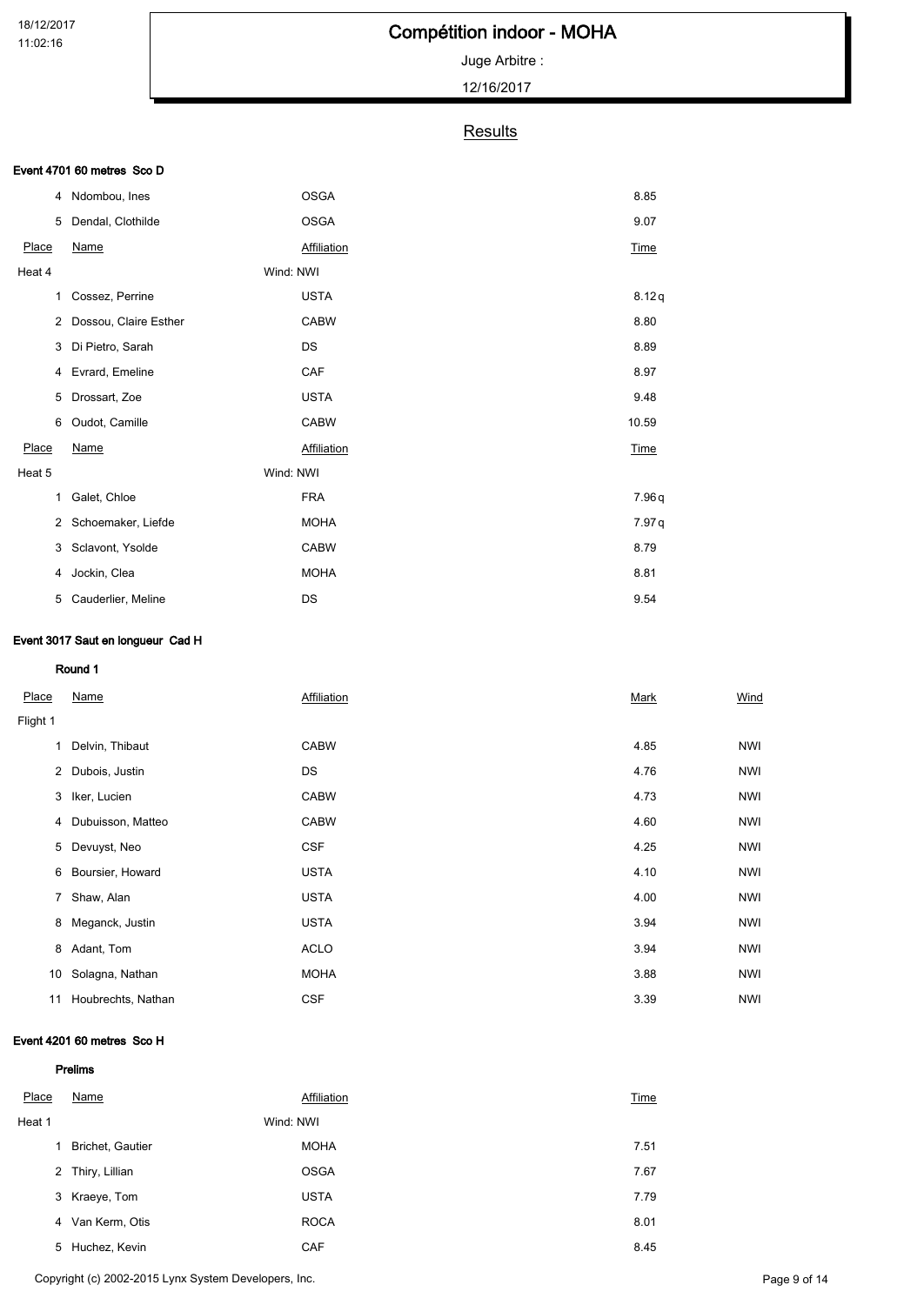# Compétition indoor - MOHA

Juge Arbitre :

12/16/2017

## Results

### Event 4701 60 metres Sco D

| Place | Name | Affiliation | Time |
|---|---|---|---|
| 4 | Ndombou, Ines | OSGA | 8.85 |
| 5 | Dendal, Clothilde | OSGA | 9.07 |

| Place | Name | Affiliation | Time |
|---|---|---|---|
| Heat 4 | | Wind: NWI | |
| 1 | Cossez, Perrine | USTA | 8.12q |
| 2 | Dossou, Claire Esther | CABW | 8.80 |
| 3 | Di Pietro, Sarah | DS | 8.89 |
| 4 | Evrard, Emeline | CAF | 8.97 |
| 5 | Drossart, Zoe | USTA | 9.48 |
| 6 | Oudot, Camille | CABW | 10.59 |

| Place | Name | Affiliation | Time |
|---|---|---|---|
| Heat 5 | | Wind: NWI | |
| 1 | Galet, Chloe | FRA | 7.96q |
| 2 | Schoemaker, Liefde | MOHA | 7.97q |
| 3 | Sclavont, Ysolde | CABW | 8.79 |
| 4 | Jockin, Clea | MOHA | 8.81 |
| 5 | Cauderlier, Meline | DS | 9.54 |

### Event 3017 Saut en longueur Cad H

**Round 1**

| Place | Name | Affiliation | Mark | Wind |
|---|---|---|---|---|
| Flight 1 | | | | |
| 1 | Delvin, Thibaut | CABW | 4.85 | NWI |
| 2 | Dubois, Justin | DS | 4.76 | NWI |
| 3 | Iker, Lucien | CABW | 4.73 | NWI |
| 4 | Dubuisson, Matteo | CABW | 4.60 | NWI |
| 5 | Devuyst, Neo | CSF | 4.25 | NWI |
| 6 | Boursier, Howard | USTA | 4.10 | NWI |
| 7 | Shaw, Alan | USTA | 4.00 | NWI |
| 8 | Meganck, Justin | USTA | 3.94 | NWI |
| 8 | Adant, Tom | ACLO | 3.94 | NWI |
| 10 | Solagna, Nathan | MOHA | 3.88 | NWI |
| 11 | Houbrechts, Nathan | CSF | 3.39 | NWI |

### Event 4201 60 metres Sco H

**Prelims**

| Place | Name | Affiliation | Time |
|---|---|---|---|
| Heat 1 | | Wind: NWI | |
| 1 | Brichet, Gautier | MOHA | 7.51 |
| 2 | Thiry, Lillian | OSGA | 7.67 |
| 3 | Kraeye, Tom | USTA | 7.79 |
| 4 | Van Kerm, Otis | ROCA | 8.01 |
| 5 | Huchez, Kevin | CAF | 8.45 |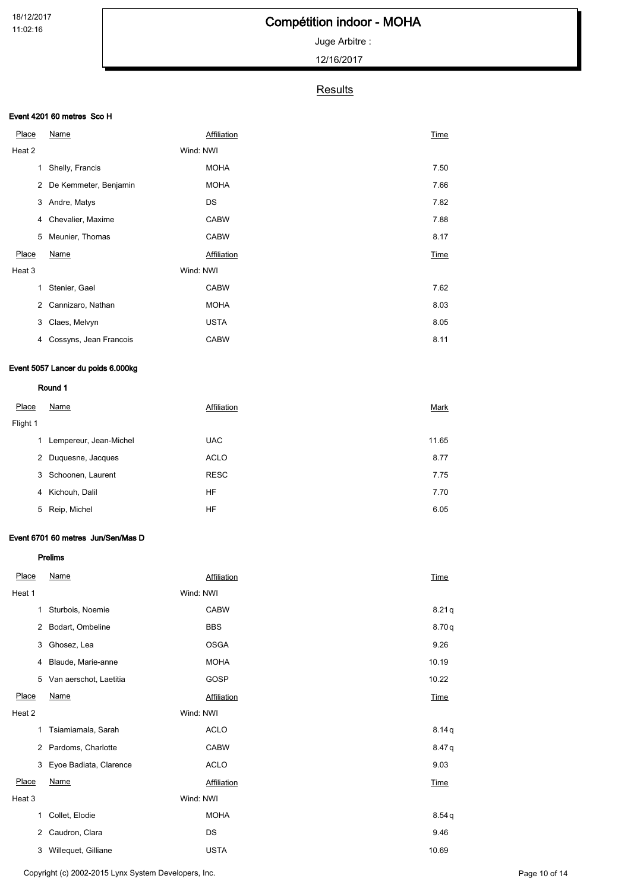# Compétition indoor - MOHA

Juge Arbitre :

12/16/2017

## Results

### Event 4201 60 metres Sco H

| Place | Name | Affiliation | Time |
|---|---|---|---|
| Heat 2 | | Wind: NWI | |
| 1 | Shelly, Francis | MOHA | 7.50 |
| 2 | De Kemmeter, Benjamin | MOHA | 7.66 |
| 3 | Andre, Matys | DS | 7.82 |
| 4 | Chevalier, Maxime | CABW | 7.88 |
| 5 | Meunier, Thomas | CABW | 8.17 |

| Place | Name | Affiliation | Time |
|---|---|---|---|
| Heat 3 | | Wind: NWI | |
| 1 | Stenier, Gael | CABW | 7.62 |
| 2 | Cannizaro, Nathan | MOHA | 8.03 |
| 3 | Claes, Melvyn | USTA | 8.05 |
| 4 | Cossyns, Jean Francois | CABW | 8.11 |

### Event 5057 Lancer du poids 6.000kg

#### Round 1

| Place | Name | Affiliation | Mark |
|---|---|---|---|
| Flight 1 | | | |
| 1 | Lempereur, Jean-Michel | UAC | 11.65 |
| 2 | Duquesne, Jacques | ACLO | 8.77 |
| 3 | Schoonen, Laurent | RESC | 7.75 |
| 4 | Kichouh, Dalil | HF | 7.70 |
| 5 | Reip, Michel | HF | 6.05 |

### Event 6701 60 metres Jun/Sen/Mas D

#### Prelims

| Place | Name | Affiliation | Time |
|---|---|---|---|
| Heat 1 | | Wind: NWI | |
| 1 | Sturbois, Noemie | CABW | 8.21 q |
| 2 | Bodart, Ombeline | BBS | 8.70 q |
| 3 | Ghosez, Lea | OSGA | 9.26 |
| 4 | Blaude, Marie-anne | MOHA | 10.19 |
| 5 | Van aerschot, Laetitia | GOSP | 10.22 |

| Place | Name | Affiliation | Time |
|---|---|---|---|
| Heat 2 | | Wind: NWI | |
| 1 | Tsiamiamala, Sarah | ACLO | 8.14 q |
| 2 | Pardoms, Charlotte | CABW | 8.47 q |
| 3 | Eyoe Badiata, Clarence | ACLO | 9.03 |

| Place | Name | Affiliation | Time |
|---|---|---|---|
| Heat 3 | | Wind: NWI | |
| 1 | Collet, Elodie | MOHA | 8.54 q |
| 2 | Caudron, Clara | DS | 9.46 |
| 3 | Willequet, Gilliane | USTA | 10.69 |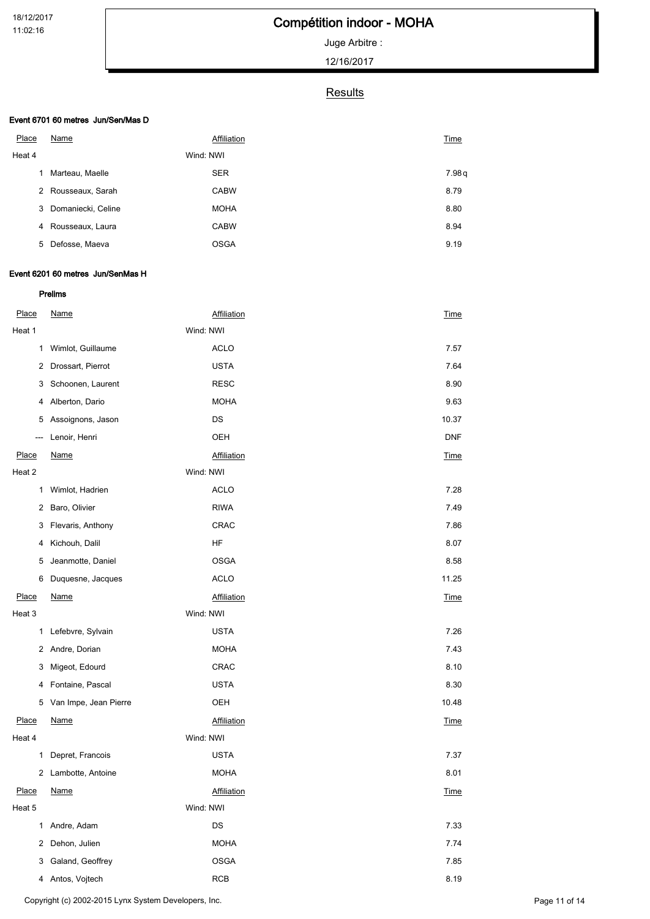# Compétition indoor - MOHA

Juge Arbitre :

12/16/2017

## Results

### Event 6701 60 metres Jun/Sen/Mas D

| Place | Name | Affiliation | Time |
|---|---|---|---|
| Heat 4 | | Wind: NWI | |
| 1 | Marteau, Maelle | SER | 7.98 q |
| 2 | Rousseaux, Sarah | CABW | 8.79 |
| 3 | Domaniecki, Celine | MOHA | 8.80 |
| 4 | Rousseaux, Laura | CABW | 8.94 |
| 5 | Defosse, Maeva | OSGA | 9.19 |

### Event 6201 60 metres Jun/SenMas H

#### Prelims

| Place | Name | Affiliation | Time |
|---|---|---|---|
| Heat 1 | | Wind: NWI | |
| 1 | Wimlot, Guillaume | ACLO | 7.57 |
| 2 | Drossart, Pierrot | USTA | 7.64 |
| 3 | Schoonen, Laurent | RESC | 8.90 |
| 4 | Alberton, Dario | MOHA | 9.63 |
| 5 | Assoignons, Jason | DS | 10.37 |
| --- | Lenoir, Henri | OEH | DNF |

| Place | Name | Affiliation | Time |
|---|---|---|---|
| Heat 2 | | Wind: NWI | |
| 1 | Wimlot, Hadrien | ACLO | 7.28 |
| 2 | Baro, Olivier | RIWA | 7.49 |
| 3 | Flevaris, Anthony | CRAC | 7.86 |
| 4 | Kichouh, Dalil | HF | 8.07 |
| 5 | Jeanmotte, Daniel | OSGA | 8.58 |
| 6 | Duquesne, Jacques | ACLO | 11.25 |

| Place | Name | Affiliation | Time |
|---|---|---|---|
| Heat 3 | | Wind: NWI | |
| 1 | Lefebvre, Sylvain | USTA | 7.26 |
| 2 | Andre, Dorian | MOHA | 7.43 |
| 3 | Migeot, Edourd | CRAC | 8.10 |
| 4 | Fontaine, Pascal | USTA | 8.30 |
| 5 | Van Impe, Jean Pierre | OEH | 10.48 |

| Place | Name | Affiliation | Time |
|---|---|---|---|
| Heat 4 | | Wind: NWI | |
| 1 | Depret, Francois | USTA | 7.37 |
| 2 | Lambotte, Antoine | MOHA | 8.01 |

| Place | Name | Affiliation | Time |
|---|---|---|---|
| Heat 5 | | Wind: NWI | |
| 1 | Andre, Adam | DS | 7.33 |
| 2 | Dehon, Julien | MOHA | 7.74 |
| 3 | Galand, Geoffrey | OSGA | 7.85 |
| 4 | Antos, Vojtech | RCB | 8.19 |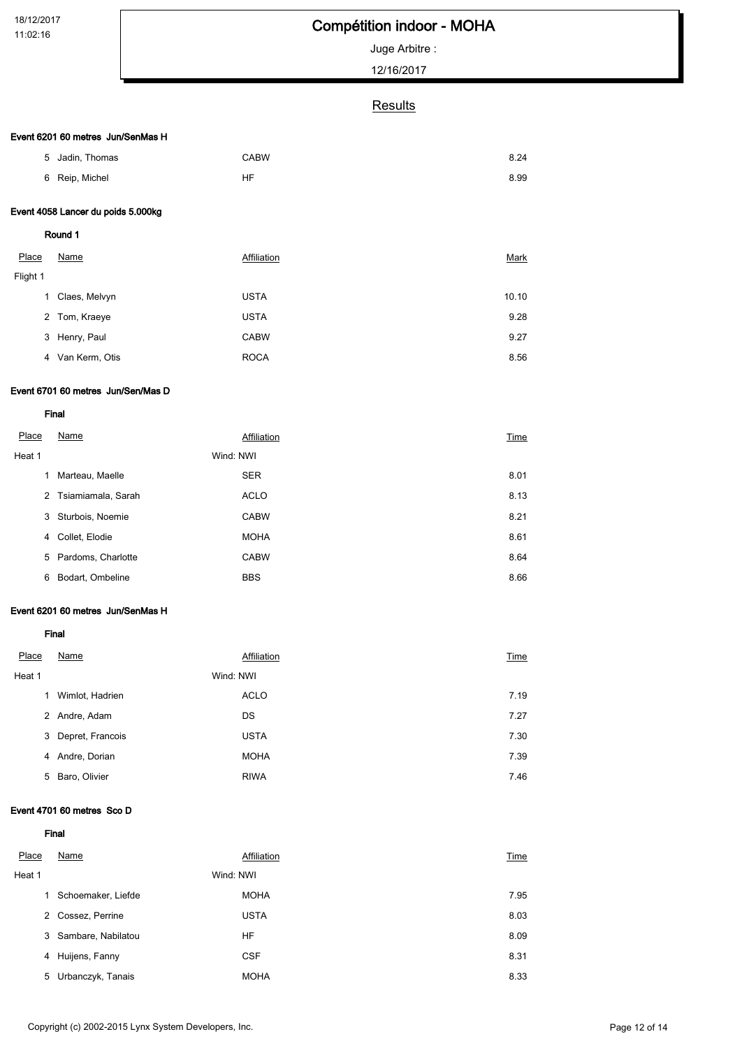# Compétition indoor - MOHA

Juge Arbitre :

12/16/2017

## Results

### Event 6201 60 metres Jun/SenMas H

| Place | Name | Affiliation | Time |
|---|---|---|---|
| 5 | Jadin, Thomas | CABW | 8.24 |
| 6 | Reip, Michel | HF | 8.99 |

### Event 4058 Lancer du poids 5.000kg

**Round 1**

| Place | Name | Affiliation | Mark |
|---|---|---|---|
| Flight 1 | | | |
| 1 | Claes, Melvyn | USTA | 10.10 |
| 2 | Tom, Kraeye | USTA | 9.28 |
| 3 | Henry, Paul | CABW | 9.27 |
| 4 | Van Kerm, Otis | ROCA | 8.56 |

### Event 6701 60 metres Jun/Sen/Mas D

**Final**

| Place | Name | Affiliation | Time |
|---|---|---|---|
| Heat 1 | | Wind: NWI | |
| 1 | Marteau, Maelle | SER | 8.01 |
| 2 | Tsiamiamala, Sarah | ACLO | 8.13 |
| 3 | Sturbois, Noemie | CABW | 8.21 |
| 4 | Collet, Elodie | MOHA | 8.61 |
| 5 | Pardoms, Charlotte | CABW | 8.64 |
| 6 | Bodart, Ombeline | BBS | 8.66 |

### Event 6201 60 metres Jun/SenMas H

**Final**

| Place | Name | Affiliation | Time |
|---|---|---|---|
| Heat 1 | | Wind: NWI | |
| 1 | Wimlot, Hadrien | ACLO | 7.19 |
| 2 | Andre, Adam | DS | 7.27 |
| 3 | Depret, Francois | USTA | 7.30 |
| 4 | Andre, Dorian | MOHA | 7.39 |
| 5 | Baro, Olivier | RIWA | 7.46 |

### Event 4701 60 metres Sco D

**Final**

| Place | Name | Affiliation | Time |
|---|---|---|---|
| Heat 1 | | Wind: NWI | |
| 1 | Schoemaker, Liefde | MOHA | 7.95 |
| 2 | Cossez, Perrine | USTA | 8.03 |
| 3 | Sambare, Nabilatou | HF | 8.09 |
| 4 | Huijens, Fanny | CSF | 8.31 |
| 5 | Urbanczyk, Tanais | MOHA | 8.33 |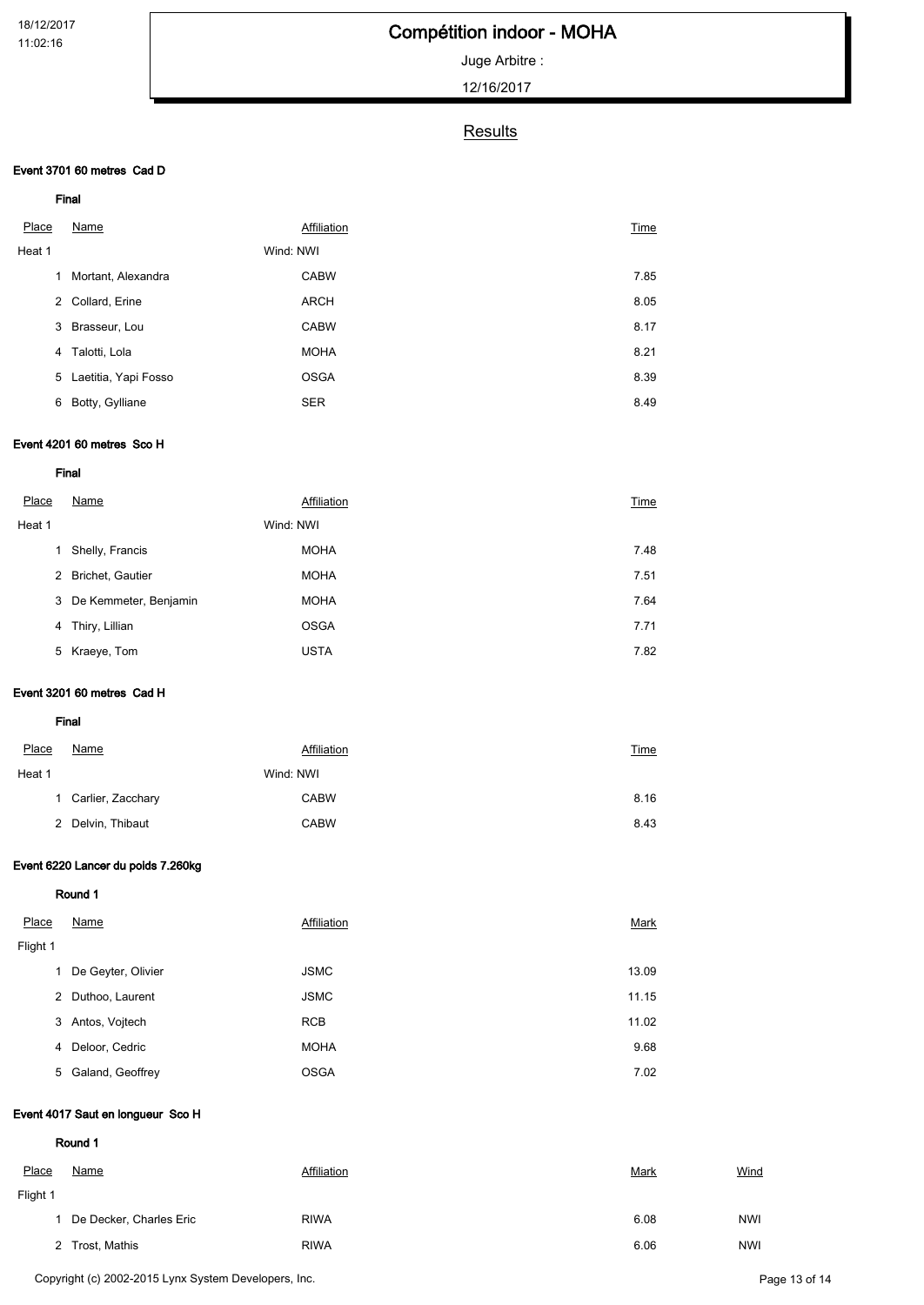# Compétition indoor - MOHA

Juge Arbitre :

12/16/2017

## Results

### Event 3701 60 metres Cad D

**Final**

| Place | Name | Affiliation | Time |
|---|---|---|---|
| Heat 1 | | Wind: NWI | |
| 1 | Mortant, Alexandra | CABW | 7.85 |
| 2 | Collard, Erine | ARCH | 8.05 |
| 3 | Brasseur, Lou | CABW | 8.17 |
| 4 | Talotti, Lola | MOHA | 8.21 |
| 5 | Laetitia, Yapi Fosso | OSGA | 8.39 |
| 6 | Botty, Gylliane | SER | 8.49 |

### Event 4201 60 metres Sco H

**Final**

| Place | Name | Affiliation | Time |
|---|---|---|---|
| Heat 1 | | Wind: NWI | |
| 1 | Shelly, Francis | MOHA | 7.48 |
| 2 | Brichet, Gautier | MOHA | 7.51 |
| 3 | De Kemmeter, Benjamin | MOHA | 7.64 |
| 4 | Thiry, Lillian | OSGA | 7.71 |
| 5 | Kraeye, Tom | USTA | 7.82 |

### Event 3201 60 metres Cad H

**Final**

| Place | Name | Affiliation | Time |
|---|---|---|---|
| Heat 1 | | Wind: NWI | |
| 1 | Carlier, Zacchary | CABW | 8.16 |
| 2 | Delvin, Thibaut | CABW | 8.43 |

### Event 6220 Lancer du poids 7.260kg

**Round 1**

| Place | Name | Affiliation | Mark |
|---|---|---|---|
| Flight 1 | | | |
| 1 | De Geyter, Olivier | JSMC | 13.09 |
| 2 | Duthoo, Laurent | JSMC | 11.15 |
| 3 | Antos, Vojtech | RCB | 11.02 |
| 4 | Deloor, Cedric | MOHA | 9.68 |
| 5 | Galand, Geoffrey | OSGA | 7.02 |

### Event 4017 Saut en longueur Sco H

**Round 1**

| Place | Name | Affiliation | Mark | Wind |
|---|---|---|---|---|
| Flight 1 | | | | |
| 1 | De Decker, Charles Eric | RIWA | 6.08 | NWI |
| 2 | Trost, Mathis | RIWA | 6.06 | NWI |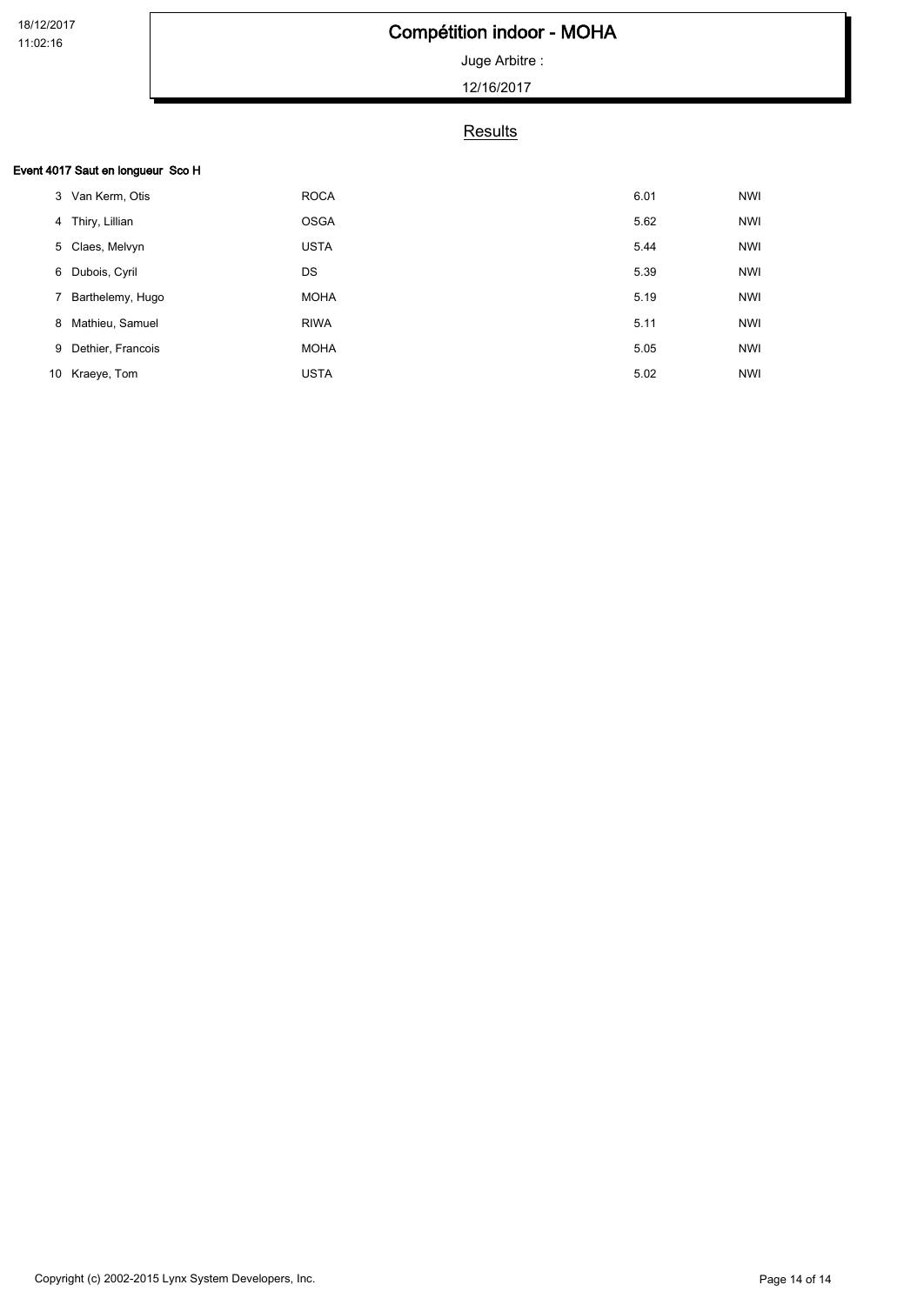# Compétition indoor - MOHA

Juge Arbitre :

12/16/2017

## Results

### Event 4017 Saut en longueur Sco H

| | | | | |
|---|---|---|---|---|
| 3 | Van Kerm, Otis | ROCA | 6.01 | NWI |
| 4 | Thiry, Lillian | OSGA | 5.62 | NWI |
| 5 | Claes, Melvyn | USTA | 5.44 | NWI |
| 6 | Dubois, Cyril | DS | 5.39 | NWI |
| 7 | Barthelemy, Hugo | MOHA | 5.19 | NWI |
| 8 | Mathieu, Samuel | RIWA | 5.11 | NWI |
| 9 | Dethier, Francois | MOHA | 5.05 | NWI |
| 10 | Kraeye, Tom | USTA | 5.02 | NWI |